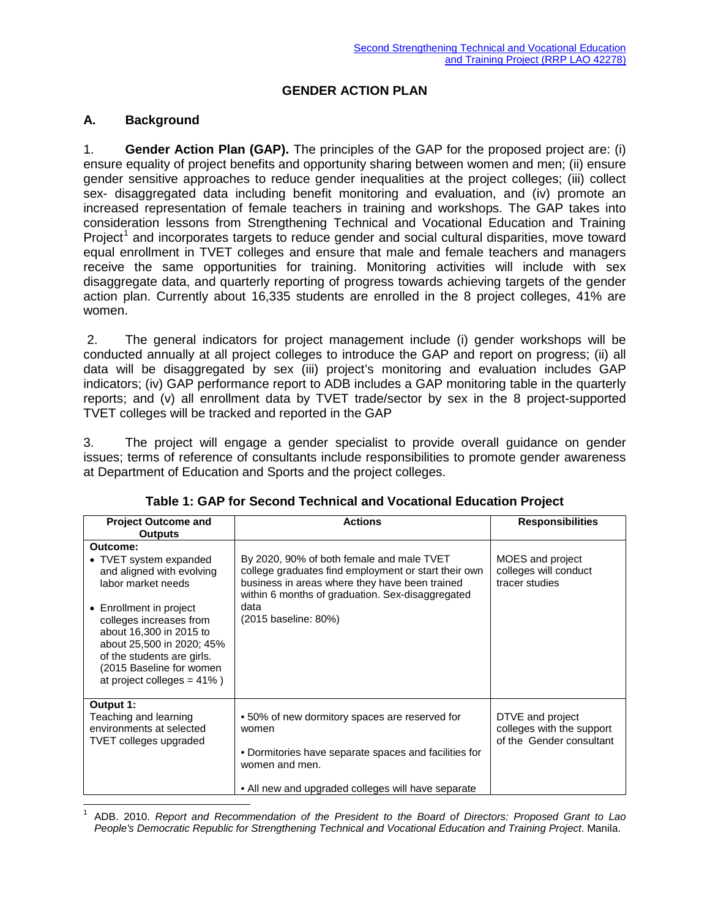# GENDER ACTION PLAN

## A. Background

1. **Gender Action Plan (GAP).** The principles of the GAP for the proposed project are: (i) ensure equality of project benefits and opportunity sharing between women and men; (ii) ensure gender sensitive approaches to reduce gender inequalities at the project colleges; (iii) collect sex- disaggregated data including benefit monitoring and evaluation, and (iv) promote an increased representation of female teachers in training and workshops. The GAP takes into consideration lessons from Strengthening Technical and Vocational Education and Training Project[1] and incorporates targets to reduce gender and social cultural disparities, move toward equal enrollment in TVET colleges and ensure that male and female teachers and managers receive the same opportunities for training. Monitoring activities will include with sex disaggregate data, and quarterly reporting of progress towards achieving targets of the gender action plan. Currently about 16,335 students are enrolled in the 8 project colleges, 41% are women.

2. The general indicators for project management include (i) gender workshops will be conducted annually at all project colleges to introduce the GAP and report on progress; (ii) all data will be disaggregated by sex (iii) project's monitoring and evaluation includes GAP indicators; (iv) GAP performance report to ADB includes a GAP monitoring table in the quarterly reports; and (v) all enrollment data by TVET trade/sector by sex in the 8 project-supported TVET colleges will be tracked and reported in the GAP

3. The project will engage a gender specialist to provide overall guidance on gender issues; terms of reference of consultants include responsibilities to promote gender awareness at Department of Education and Sports and the project colleges.

**Table 1: GAP for Second Technical and Vocational Education Project**

| Project Outcome and Outputs | Actions | Responsibilities |
|---|---|---|
| **Outcome:**<br>• TVET system expanded and aligned with evolving labor market needs<br>• Enrollment in project colleges increases from about 16,300 in 2015 to about 25,500 in 2020; 45% of the students are girls. (2015 Baseline for women at project colleges = 41% ) | By 2020, 90% of both female and male TVET college graduates find employment or start their own business in areas where they have been trained within 6 months of graduation. Sex-disaggregated data<br>(2015 baseline: 80%) | MOES and project colleges will conduct tracer studies |
| **Output 1:**<br>Teaching and learning environments at selected TVET colleges upgraded | • 50% of new dormitory spaces are reserved for women<br>• Dormitories have separate spaces and facilities for women and men.<br>• All new and upgraded colleges will have separate | DTVE and project colleges with the support of the Gender consultant |

[1] ADB. 2010. *Report and Recommendation of the President to the Board of Directors: Proposed Grant to Lao People's Democratic Republic for Strengthening Technical and Vocational Education and Training Project*. Manila.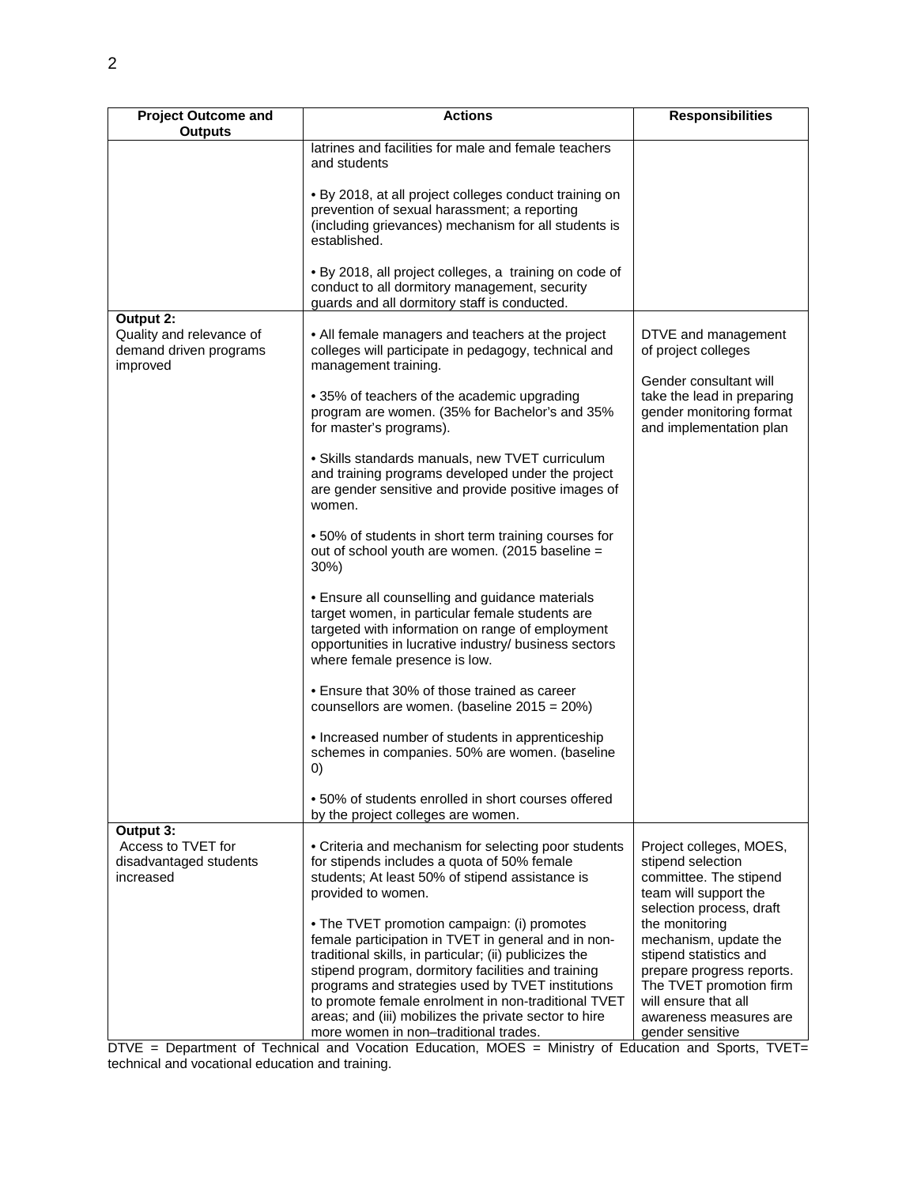| Project Outcome and Outputs | Actions | Responsibilities |
|---|---|---|
| | latrines and facilities for male and female teachers and students<br><br>• By 2018, at all project colleges conduct training on prevention of sexual harassment; a reporting (including grievances) mechanism for all students is established.<br><br>• By 2018, all project colleges, a training on code of conduct to all dormitory management, security guards and all dormitory staff is conducted. | |
| **Output 2:**<br>Quality and relevance of demand driven programs improved | • All female managers and teachers at the project colleges will participate in pedagogy, technical and management training.<br><br>• 35% of teachers of the academic upgrading program are women. (35% for Bachelor's and 35% for master's programs).<br><br>• Skills standards manuals, new TVET curriculum and training programs developed under the project are gender sensitive and provide positive images of women.<br><br>• 50% of students in short term training courses for out of school youth are women. (2015 baseline = 30%)<br><br>• Ensure all counselling and guidance materials target women, in particular female students are targeted with information on range of employment opportunities in lucrative industry/ business sectors where female presence is low.<br><br>• Ensure that 30% of those trained as career counsellors are women. (baseline 2015 = 20%)<br><br>• Increased number of students in apprenticeship schemes in companies. 50% are women. (baseline 0)<br><br>• 50% of students enrolled in short courses offered by the project colleges are women. | DTVE and management of project colleges<br><br>Gender consultant will take the lead in preparing gender monitoring format and implementation plan |
| **Output 3:**<br>Access to TVET for disadvantaged students increased | • Criteria and mechanism for selecting poor students for stipends includes a quota of 50% female students; At least 50% of stipend assistance is provided to women.<br><br>• The TVET promotion campaign: (i) promotes female participation in TVET in general and in non-traditional skills, in particular; (ii) publicizes the stipend program, dormitory facilities and training programs and strategies used by TVET institutions to promote female enrolment in non-traditional TVET areas; and (iii) mobilizes the private sector to hire more women in non–traditional trades. | Project colleges, MOES, stipend selection committee. The stipend team will support the selection process, draft the monitoring mechanism, update the stipend statistics and prepare progress reports. The TVET promotion firm will ensure that all awareness measures are gender sensitive |

DTVE = Department of Technical and Vocation Education, MOES = Ministry of Education and Sports, TVET= technical and vocational education and training.